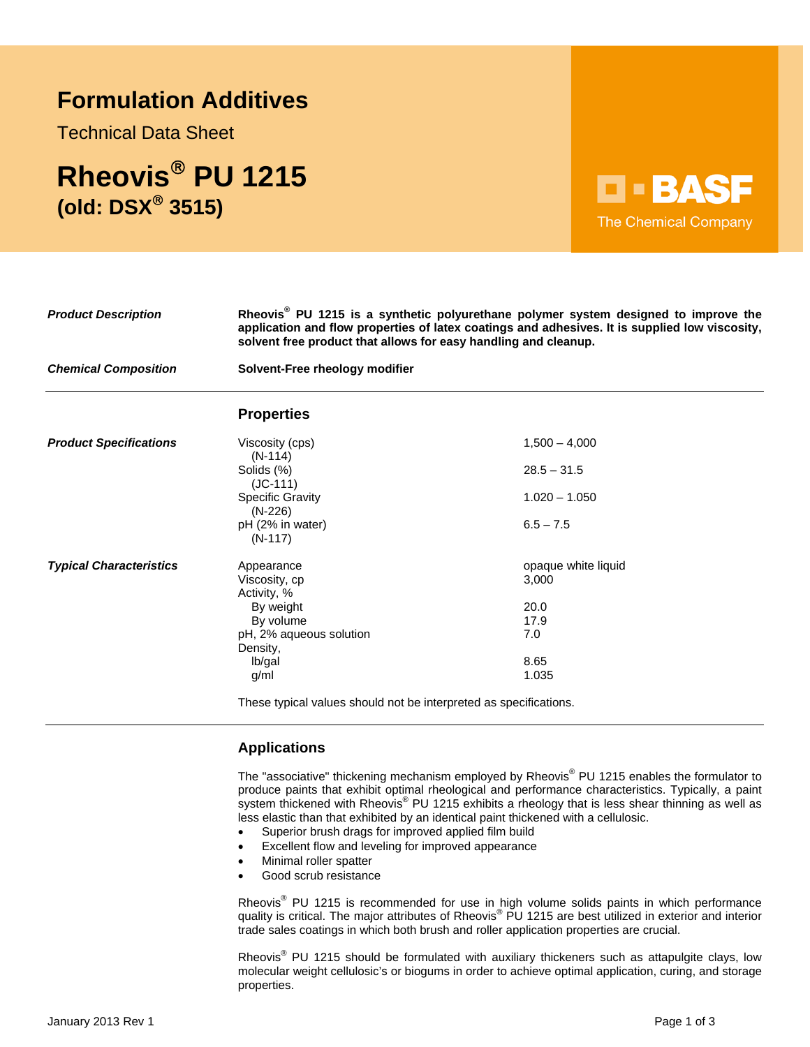# Formulation Additives

Technical Data Sheet

# Rheovis® PU 1215
## (old: DSX® 3515)

BASF
The Chemical Company

***Product Description*** — **Rheovis® PU 1215 is a synthetic polyurethane polymer system designed to improve the application and flow properties of latex coatings and adhesives. It is supplied low viscosity, solvent free product that allows for easy handling and cleanup.**

***Chemical Composition*** — **Solvent-Free rheology modifier**

---

## Properties

***Product Specifications***

| Property | Value |
|---|---|
| Viscosity (cps) (N-114) | 1,500 – 4,000 |
| Solids (%) (JC-111) | 28.5 – 31.5 |
| Specific Gravity (N-226) | 1.020 – 1.050 |
| pH (2% in water) (N-117) | 6.5 – 7.5 |

***Typical Characteristics***

| Property | Value |
|---|---|
| Appearance | opaque white liquid |
| Viscosity, cp | 3,000 |
| Activity, % | |
| By weight | 20.0 |
| By volume | 17.9 |
| pH, 2% aqueous solution | 7.0 |
| Density, | |
| lb/gal | 8.65 |
| g/ml | 1.035 |

These typical values should not be interpreted as specifications.

---

## Applications

The "associative" thickening mechanism employed by Rheovis® PU 1215 enables the formulator to produce paints that exhibit optimal rheological and performance characteristics. Typically, a paint system thickened with Rheovis® PU 1215 exhibits a rheology that is less shear thinning as well as less elastic than that exhibited by an identical paint thickened with a cellulosic.

- Superior brush drags for improved applied film build
- Excellent flow and leveling for improved appearance
- Minimal roller spatter
- Good scrub resistance

Rheovis® PU 1215 is recommended for use in high volume solids paints in which performance quality is critical. The major attributes of Rheovis® PU 1215 are best utilized in exterior and interior trade sales coatings in which both brush and roller application properties are crucial.

Rheovis® PU 1215 should be formulated with auxiliary thickeners such as attapulgite clays, low molecular weight cellulosic's or biogums in order to achieve optimal application, curing, and storage properties.

January 2013 Rev 1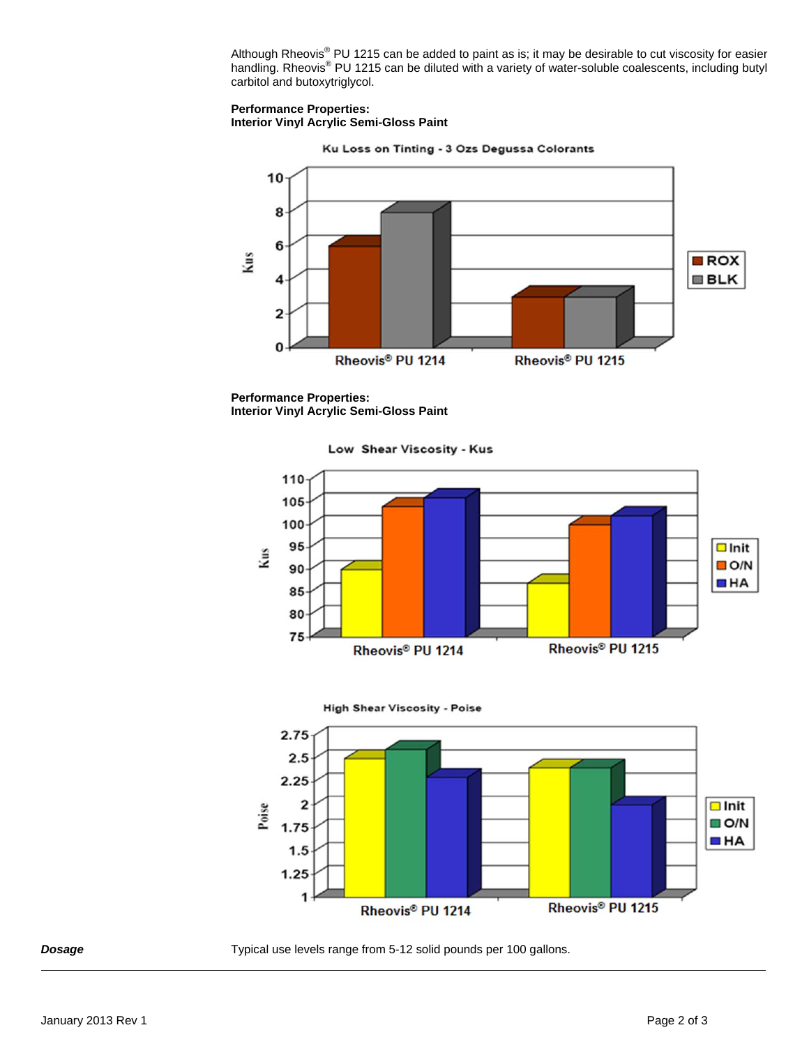Although Rheovis® PU 1215 can be added to paint as is; it may be desirable to cut viscosity for easier handling. Rheovis® PU 1215 can be diluted with a variety of water-soluble coalescents, including butyl carbitol and butoxytriglycol.

**Performance Properties:**
**Interior Vinyl Acrylic Semi-Gloss Paint**

Ku Loss on Tinting - 3 Ozs Degussa Colorants

**Performance Properties:**
**Interior Vinyl Acrylic Semi-Gloss Paint**

Low Shear Viscosity - Kus

High Shear Viscosity - Poise

***Dosage***

Typical use levels range from 5-12 solid pounds per 100 gallons.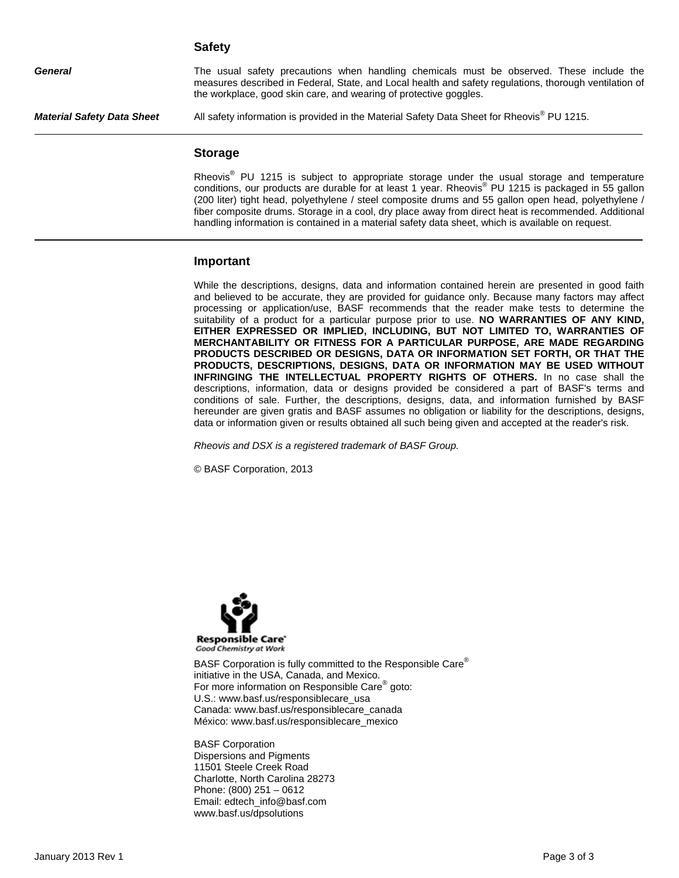## Safety

***General***

The usual safety precautions when handling chemicals must be observed. These include the measures described in Federal, State, and Local health and safety regulations, thorough ventilation of the workplace, good skin care, and wearing of protective goggles.

***Material Safety Data Sheet***

All safety information is provided in the Material Safety Data Sheet for Rheovis® PU 1215.

---

## Storage

Rheovis® PU 1215 is subject to appropriate storage under the usual storage and temperature conditions, our products are durable for at least 1 year. Rheovis® PU 1215 is packaged in 55 gallon (200 liter) tight head, polyethylene / steel composite drums and 55 gallon open head, polyethylene / fiber composite drums. Storage in a cool, dry place away from direct heat is recommended. Additional handling information is contained in a material safety data sheet, which is available on request.

---

## Important

While the descriptions, designs, data and information contained herein are presented in good faith and believed to be accurate, they are provided for guidance only. Because many factors may affect processing or application/use, BASF recommends that the reader make tests to determine the suitability of a product for a particular purpose prior to use. **NO WARRANTIES OF ANY KIND, EITHER EXPRESSED OR IMPLIED, INCLUDING, BUT NOT LIMITED TO, WARRANTIES OF MERCHANTABILITY OR FITNESS FOR A PARTICULAR PURPOSE, ARE MADE REGARDING PRODUCTS DESCRIBED OR DESIGNS, DATA OR INFORMATION SET FORTH, OR THAT THE PRODUCTS, DESCRIPTIONS, DESIGNS, DATA OR INFORMATION MAY BE USED WITHOUT INFRINGING THE INTELLECTUAL PROPERTY RIGHTS OF OTHERS.** In no case shall the descriptions, information, data or designs provided be considered a part of BASF's terms and conditions of sale. Further, the descriptions, designs, data, and information furnished by BASF hereunder are given gratis and BASF assumes no obligation or liability for the descriptions, designs, data or information given or results obtained all such being given and accepted at the reader's risk.

*Rheovis and DSX is a registered trademark of BASF Group.*

© BASF Corporation, 2013

Responsible Care®
*Good Chemistry at Work*

BASF Corporation is fully committed to the Responsible Care®
initiative in the USA, Canada, and Mexico.
For more information on Responsible Care® goto:
U.S.: www.basf.us/responsiblecare_usa
Canada: www.basf.us/responsiblecare_canada
México: www.basf.us/responsiblecare_mexico

BASF Corporation
Dispersions and Pigments
11501 Steele Creek Road
Charlotte, North Carolina 28273
Phone: (800) 251 – 0612
Email: edtech_info@basf.com
www.basf.us/dpsolutions

January 2013 Rev 1